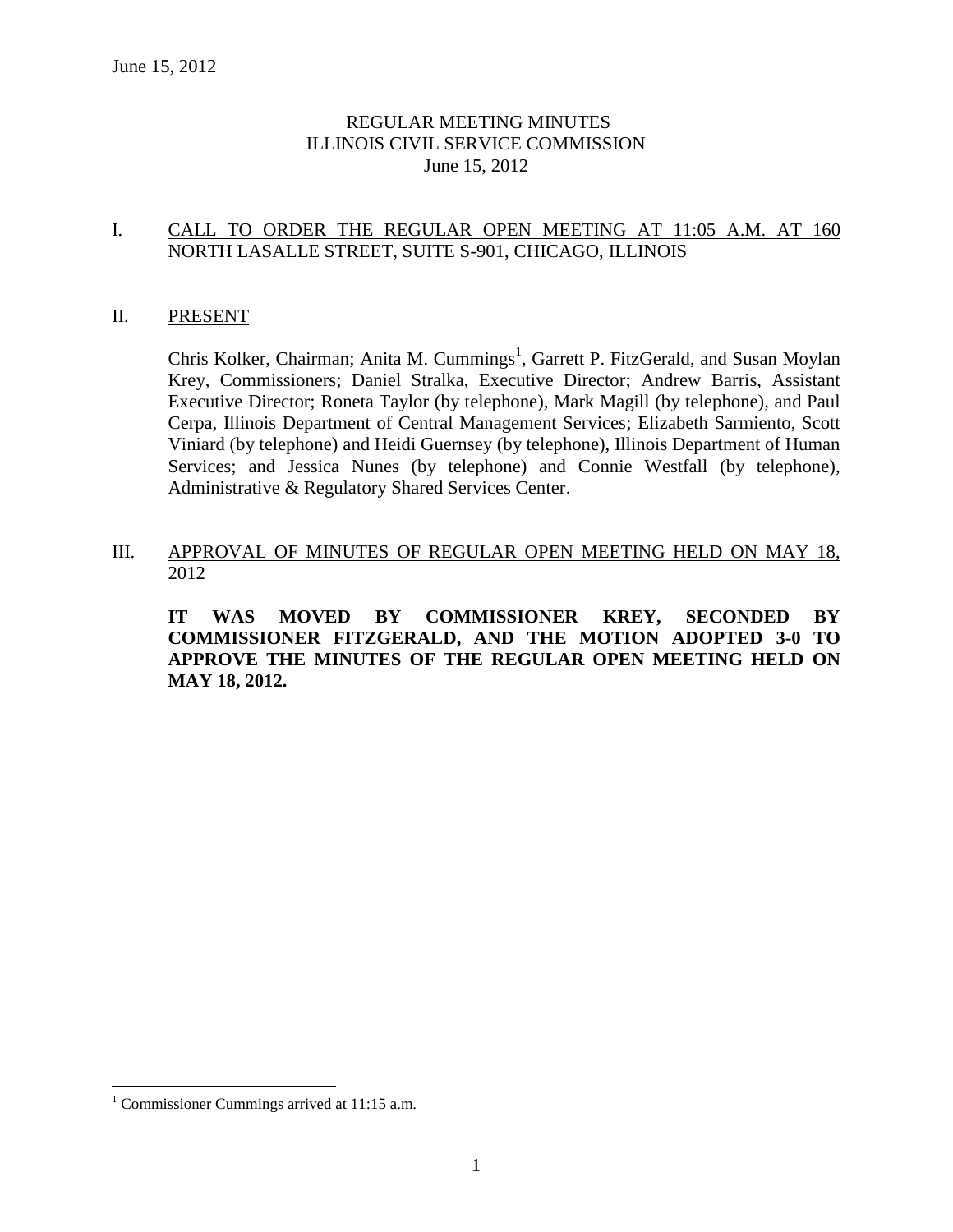# REGULAR MEETING MINUTES
# ILLINOIS CIVIL SERVICE COMMISSION
# June 15, 2012

## I. CALL TO ORDER THE REGULAR OPEN MEETING AT 11:05 A.M. AT 160 NORTH LASALLE STREET, SUITE S-901, CHICAGO, ILLINOIS

## II. PRESENT

Chris Kolker, Chairman; Anita M. Cummings[1], Garrett P. FitzGerald, and Susan Moylan Krey, Commissioners; Daniel Stralka, Executive Director; Andrew Barris, Assistant Executive Director; Roneta Taylor (by telephone), Mark Magill (by telephone), and Paul Cerpa, Illinois Department of Central Management Services; Elizabeth Sarmiento, Scott Viniard (by telephone) and Heidi Guernsey (by telephone), Illinois Department of Human Services; and Jessica Nunes (by telephone) and Connie Westfall (by telephone), Administrative & Regulatory Shared Services Center.

## III. APPROVAL OF MINUTES OF REGULAR OPEN MEETING HELD ON MAY 18, 2012

**IT WAS MOVED BY COMMISSIONER KREY, SECONDED BY COMMISSIONER FITZGERALD, AND THE MOTION ADOPTED 3-0 TO APPROVE THE MINUTES OF THE REGULAR OPEN MEETING HELD ON MAY 18, 2012.**

---

[1] Commissioner Cummings arrived at 11:15 a.m.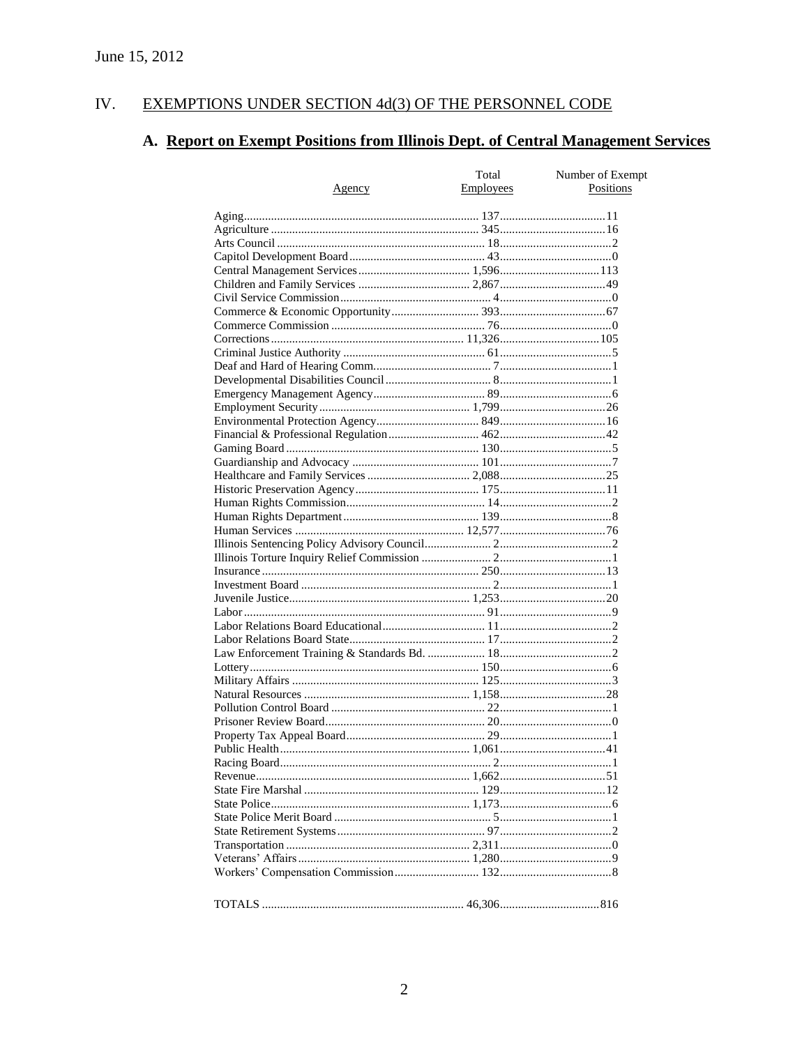June 15, 2012

## IV. EXEMPTIONS UNDER SECTION 4d(3) OF THE PERSONNEL CODE

### A. Report on Exempt Positions from Illinois Dept. of Central Management Services

| Agency | Total Employees | Number of Exempt Positions |
|---|---|---|
| Aging | 137 | 11 |
| Agriculture | 345 | 16 |
| Arts Council | 18 | 2 |
| Capitol Development Board | 43 | 0 |
| Central Management Services | 1,596 | 113 |
| Children and Family Services | 2,867 | 49 |
| Civil Service Commission | 4 | 0 |
| Commerce & Economic Opportunity | 393 | 67 |
| Commerce Commission | 76 | 0 |
| Corrections | 11,326 | 105 |
| Criminal Justice Authority | 61 | 5 |
| Deaf and Hard of Hearing Comm. | 7 | 1 |
| Developmental Disabilities Council | 8 | 1 |
| Emergency Management Agency | 89 | 6 |
| Employment Security | 1,799 | 26 |
| Environmental Protection Agency | 849 | 16 |
| Financial & Professional Regulation | 462 | 42 |
| Gaming Board | 130 | 5 |
| Guardianship and Advocacy | 101 | 7 |
| Healthcare and Family Services | 2,088 | 25 |
| Historic Preservation Agency | 175 | 11 |
| Human Rights Commission | 14 | 2 |
| Human Rights Department | 139 | 8 |
| Human Services | 12,577 | 76 |
| Illinois Sentencing Policy Advisory Council | 2 | 2 |
| Illinois Torture Inquiry Relief Commission | 2 | 1 |
| Insurance | 250 | 13 |
| Investment Board | 2 | 1 |
| Juvenile Justice | 1,253 | 20 |
| Labor | 91 | 9 |
| Labor Relations Board Educational | 11 | 2 |
| Labor Relations Board State | 17 | 2 |
| Law Enforcement Training & Standards Bd. | 18 | 2 |
| Lottery | 150 | 6 |
| Military Affairs | 125 | 3 |
| Natural Resources | 1,158 | 28 |
| Pollution Control Board | 22 | 1 |
| Prisoner Review Board | 20 | 0 |
| Property Tax Appeal Board | 29 | 1 |
| Public Health | 1,061 | 41 |
| Racing Board | 2 | 1 |
| Revenue | 1,662 | 51 |
| State Fire Marshal | 129 | 12 |
| State Police | 1,173 | 6 |
| State Police Merit Board | 5 | 1 |
| State Retirement Systems | 97 | 2 |
| Transportation | 2,311 | 0 |
| Veterans' Affairs | 1,280 | 9 |
| Workers' Compensation Commission | 132 | 8 |
| TOTALS | 46,306 | 816 |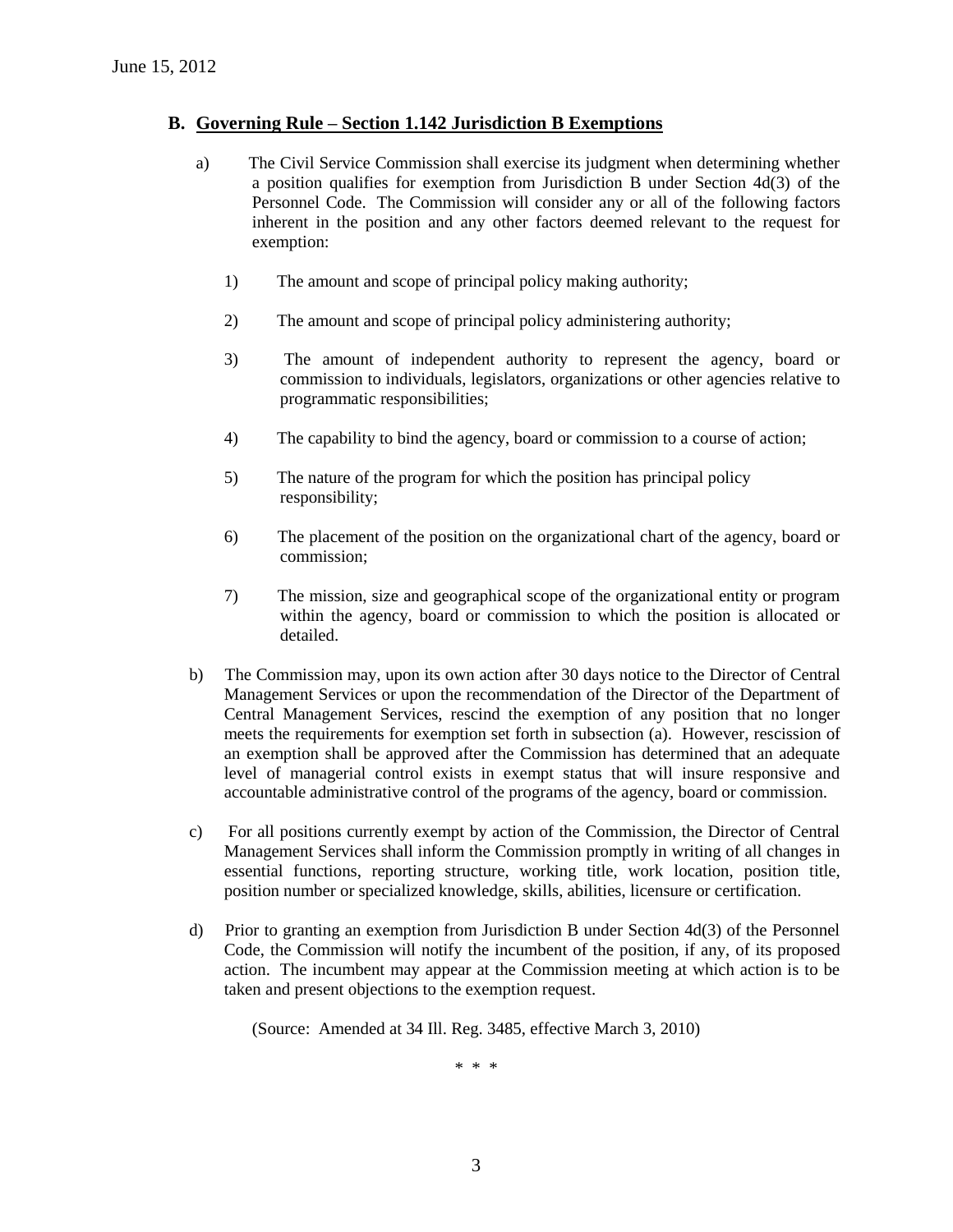## B. Governing Rule – Section 1.142 Jurisdiction B Exemptions

a) The Civil Service Commission shall exercise its judgment when determining whether a position qualifies for exemption from Jurisdiction B under Section 4d(3) of the Personnel Code. The Commission will consider any or all of the following factors inherent in the position and any other factors deemed relevant to the request for exemption:

1) The amount and scope of principal policy making authority;

2) The amount and scope of principal policy administering authority;

3) The amount of independent authority to represent the agency, board or commission to individuals, legislators, organizations or other agencies relative to programmatic responsibilities;

4) The capability to bind the agency, board or commission to a course of action;

5) The nature of the program for which the position has principal policy responsibility;

6) The placement of the position on the organizational chart of the agency, board or commission;

7) The mission, size and geographical scope of the organizational entity or program within the agency, board or commission to which the position is allocated or detailed.

b) The Commission may, upon its own action after 30 days notice to the Director of Central Management Services or upon the recommendation of the Director of the Department of Central Management Services, rescind the exemption of any position that no longer meets the requirements for exemption set forth in subsection (a). However, rescission of an exemption shall be approved after the Commission has determined that an adequate level of managerial control exists in exempt status that will insure responsive and accountable administrative control of the programs of the agency, board or commission.

c) For all positions currently exempt by action of the Commission, the Director of Central Management Services shall inform the Commission promptly in writing of all changes in essential functions, reporting structure, working title, work location, position title, position number or specialized knowledge, skills, abilities, licensure or certification.

d) Prior to granting an exemption from Jurisdiction B under Section 4d(3) of the Personnel Code, the Commission will notify the incumbent of the position, if any, of its proposed action. The incumbent may appear at the Commission meeting at which action is to be taken and present objections to the exemption request.

(Source: Amended at 34 Ill. Reg. 3485, effective March 3, 2010)

\* \* \*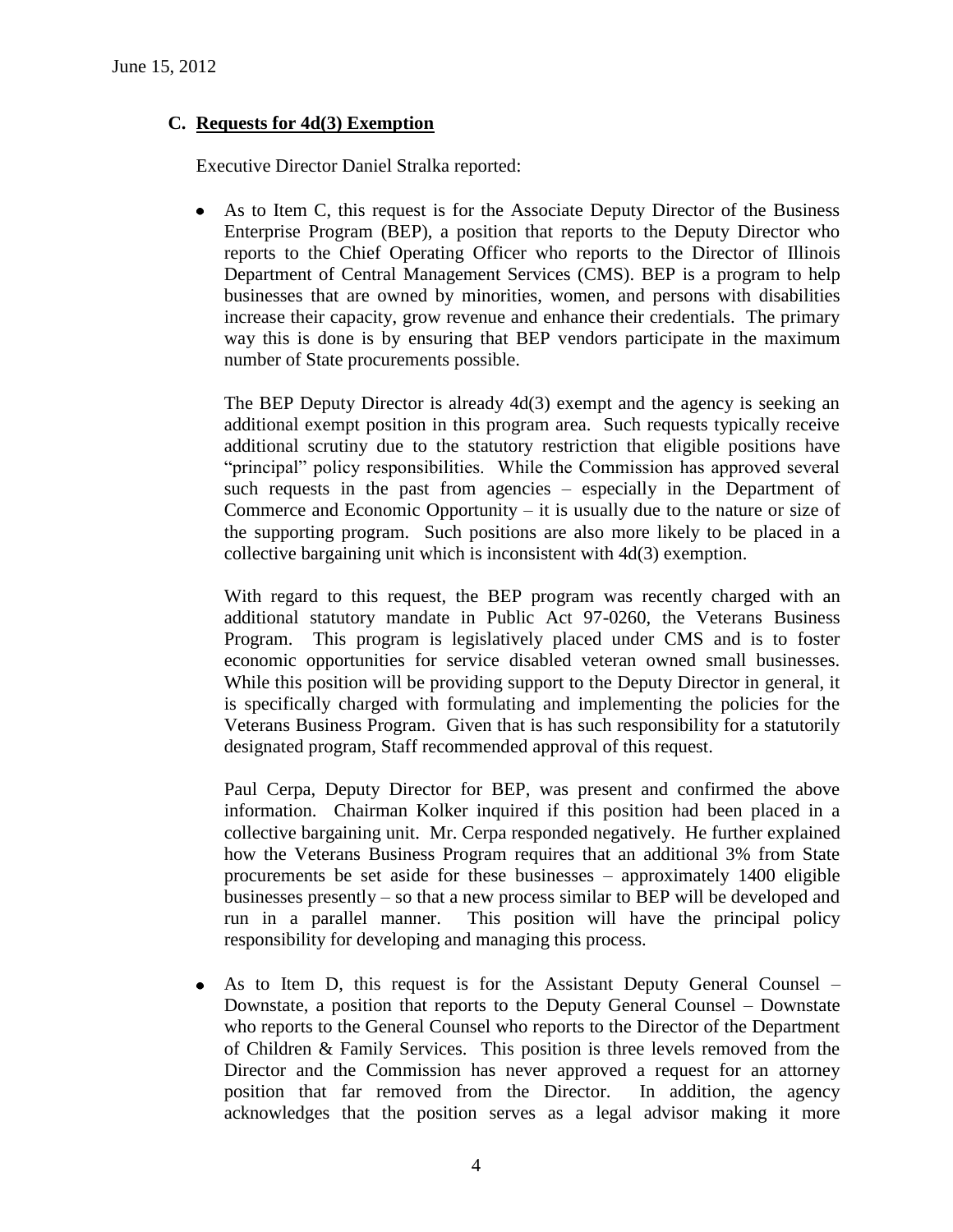### C. Requests for 4d(3) Exemption

Executive Director Daniel Stralka reported:

- As to Item C, this request is for the Associate Deputy Director of the Business Enterprise Program (BEP), a position that reports to the Deputy Director who reports to the Chief Operating Officer who reports to the Director of Illinois Department of Central Management Services (CMS). BEP is a program to help businesses that are owned by minorities, women, and persons with disabilities increase their capacity, grow revenue and enhance their credentials. The primary way this is done is by ensuring that BEP vendors participate in the maximum number of State procurements possible.

  The BEP Deputy Director is already 4d(3) exempt and the agency is seeking an additional exempt position in this program area. Such requests typically receive additional scrutiny due to the statutory restriction that eligible positions have "principal" policy responsibilities. While the Commission has approved several such requests in the past from agencies – especially in the Department of Commerce and Economic Opportunity – it is usually due to the nature or size of the supporting program. Such positions are also more likely to be placed in a collective bargaining unit which is inconsistent with 4d(3) exemption.

  With regard to this request, the BEP program was recently charged with an additional statutory mandate in Public Act 97-0260, the Veterans Business Program. This program is legislatively placed under CMS and is to foster economic opportunities for service disabled veteran owned small businesses. While this position will be providing support to the Deputy Director in general, it is specifically charged with formulating and implementing the policies for the Veterans Business Program. Given that is has such responsibility for a statutorily designated program, Staff recommended approval of this request.

  Paul Cerpa, Deputy Director for BEP, was present and confirmed the above information. Chairman Kolker inquired if this position had been placed in a collective bargaining unit. Mr. Cerpa responded negatively. He further explained how the Veterans Business Program requires that an additional 3% from State procurements be set aside for these businesses – approximately 1400 eligible businesses presently – so that a new process similar to BEP will be developed and run in a parallel manner. This position will have the principal policy responsibility for developing and managing this process.

- As to Item D, this request is for the Assistant Deputy General Counsel – Downstate, a position that reports to the Deputy General Counsel – Downstate who reports to the General Counsel who reports to the Director of the Department of Children & Family Services. This position is three levels removed from the Director and the Commission has never approved a request for an attorney position that far removed from the Director. In addition, the agency acknowledges that the position serves as a legal advisor making it more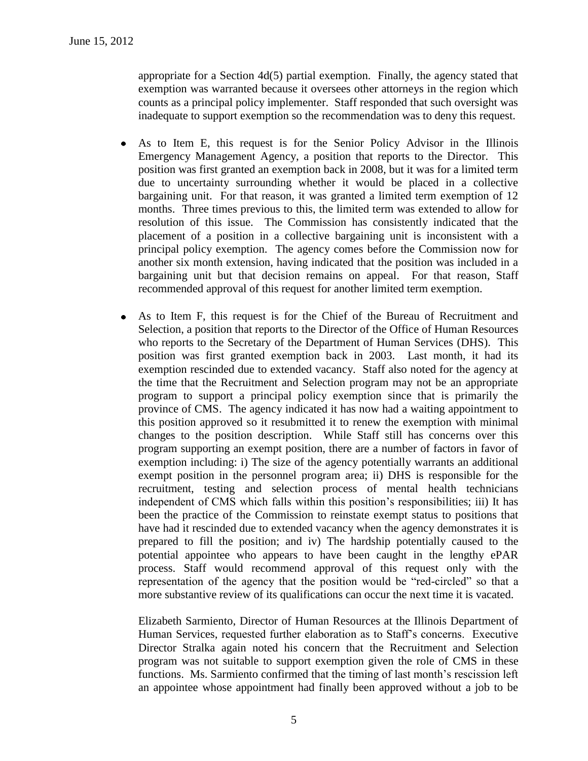appropriate for a Section 4d(5) partial exemption. Finally, the agency stated that exemption was warranted because it oversees other attorneys in the region which counts as a principal policy implementer. Staff responded that such oversight was inadequate to support exemption so the recommendation was to deny this request.

- As to Item E, this request is for the Senior Policy Advisor in the Illinois Emergency Management Agency, a position that reports to the Director. This position was first granted an exemption back in 2008, but it was for a limited term due to uncertainty surrounding whether it would be placed in a collective bargaining unit. For that reason, it was granted a limited term exemption of 12 months. Three times previous to this, the limited term was extended to allow for resolution of this issue. The Commission has consistently indicated that the placement of a position in a collective bargaining unit is inconsistent with a principal policy exemption. The agency comes before the Commission now for another six month extension, having indicated that the position was included in a bargaining unit but that decision remains on appeal. For that reason, Staff recommended approval of this request for another limited term exemption.

- As to Item F, this request is for the Chief of the Bureau of Recruitment and Selection, a position that reports to the Director of the Office of Human Resources who reports to the Secretary of the Department of Human Services (DHS). This position was first granted exemption back in 2003. Last month, it had its exemption rescinded due to extended vacancy. Staff also noted for the agency at the time that the Recruitment and Selection program may not be an appropriate program to support a principal policy exemption since that is primarily the province of CMS. The agency indicated it has now had a waiting appointment to this position approved so it resubmitted it to renew the exemption with minimal changes to the position description. While Staff still has concerns over this program supporting an exempt position, there are a number of factors in favor of exemption including: i) The size of the agency potentially warrants an additional exempt position in the personnel program area; ii) DHS is responsible for the recruitment, testing and selection process of mental health technicians independent of CMS which falls within this position's responsibilities; iii) It has been the practice of the Commission to reinstate exempt status to positions that have had it rescinded due to extended vacancy when the agency demonstrates it is prepared to fill the position; and iv) The hardship potentially caused to the potential appointee who appears to have been caught in the lengthy ePAR process. Staff would recommend approval of this request only with the representation of the agency that the position would be "red-circled" so that a more substantive review of its qualifications can occur the next time it is vacated.

  Elizabeth Sarmiento, Director of Human Resources at the Illinois Department of Human Services, requested further elaboration as to Staff's concerns. Executive Director Stralka again noted his concern that the Recruitment and Selection program was not suitable to support exemption given the role of CMS in these functions. Ms. Sarmiento confirmed that the timing of last month's rescission left an appointee whose appointment had finally been approved without a job to be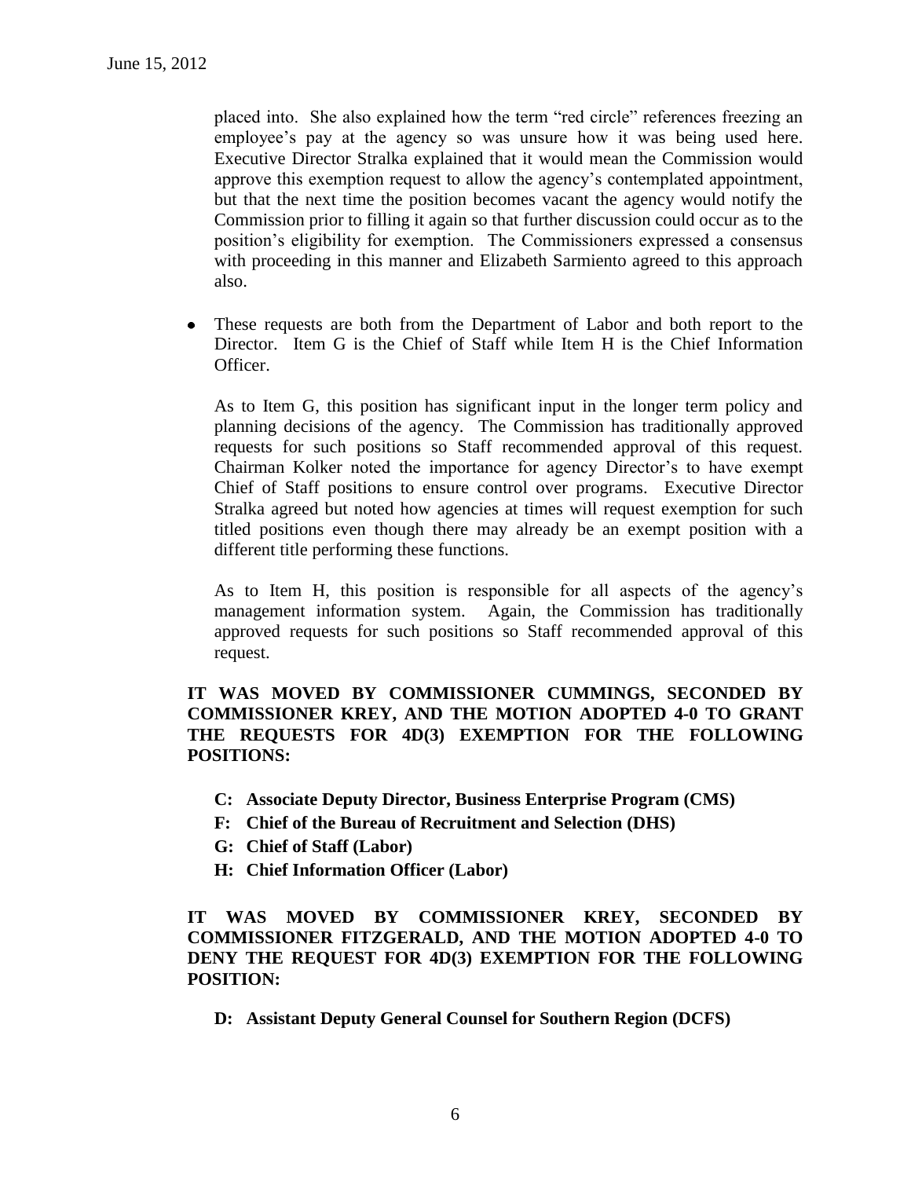placed into. She also explained how the term "red circle" references freezing an employee's pay at the agency so was unsure how it was being used here. Executive Director Stralka explained that it would mean the Commission would approve this exemption request to allow the agency's contemplated appointment, but that the next time the position becomes vacant the agency would notify the Commission prior to filling it again so that further discussion could occur as to the position's eligibility for exemption. The Commissioners expressed a consensus with proceeding in this manner and Elizabeth Sarmiento agreed to this approach also.

- These requests are both from the Department of Labor and both report to the Director. Item G is the Chief of Staff while Item H is the Chief Information Officer.

  As to Item G, this position has significant input in the longer term policy and planning decisions of the agency. The Commission has traditionally approved requests for such positions so Staff recommended approval of this request. Chairman Kolker noted the importance for agency Director's to have exempt Chief of Staff positions to ensure control over programs. Executive Director Stralka agreed but noted how agencies at times will request exemption for such titled positions even though there may already be an exempt position with a different title performing these functions.

  As to Item H, this position is responsible for all aspects of the agency's management information system. Again, the Commission has traditionally approved requests for such positions so Staff recommended approval of this request.

**IT WAS MOVED BY COMMISSIONER CUMMINGS, SECONDED BY COMMISSIONER KREY, AND THE MOTION ADOPTED 4-0 TO GRANT THE REQUESTS FOR 4D(3) EXEMPTION FOR THE FOLLOWING POSITIONS:**

- **C: Associate Deputy Director, Business Enterprise Program (CMS)**
- **F: Chief of the Bureau of Recruitment and Selection (DHS)**
- **G: Chief of Staff (Labor)**
- **H: Chief Information Officer (Labor)**

**IT WAS MOVED BY COMMISSIONER KREY, SECONDED BY COMMISSIONER FITZGERALD, AND THE MOTION ADOPTED 4-0 TO DENY THE REQUEST FOR 4D(3) EXEMPTION FOR THE FOLLOWING POSITION:**

- **D: Assistant Deputy General Counsel for Southern Region (DCFS)**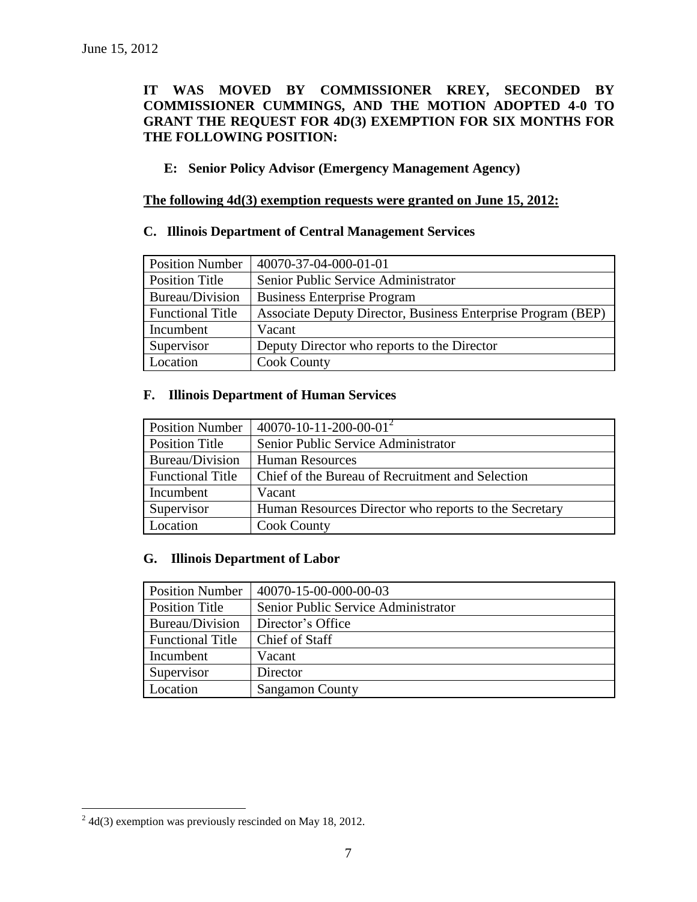June 15, 2012

**IT WAS MOVED BY COMMISSIONER KREY, SECONDED BY COMMISSIONER CUMMINGS, AND THE MOTION ADOPTED 4-0 TO GRANT THE REQUEST FOR 4D(3) EXEMPTION FOR SIX MONTHS FOR THE FOLLOWING POSITION:**

**E: Senior Policy Advisor (Emergency Management Agency)**

**The following 4d(3) exemption requests were granted on June 15, 2012:**

### C. Illinois Department of Central Management Services

| Position Number | 40070-37-04-000-01-01 |
|---|---|
| Position Title | Senior Public Service Administrator |
| Bureau/Division | Business Enterprise Program |
| Functional Title | Associate Deputy Director, Business Enterprise Program (BEP) |
| Incumbent | Vacant |
| Supervisor | Deputy Director who reports to the Director |
| Location | Cook County |

### F. Illinois Department of Human Services

| Position Number | 40070-10-11-200-00-01[2] |
|---|---|
| Position Title | Senior Public Service Administrator |
| Bureau/Division | Human Resources |
| Functional Title | Chief of the Bureau of Recruitment and Selection |
| Incumbent | Vacant |
| Supervisor | Human Resources Director who reports to the Secretary |
| Location | Cook County |

### G. Illinois Department of Labor

| Position Number | 40070-15-00-000-00-03 |
|---|---|
| Position Title | Senior Public Service Administrator |
| Bureau/Division | Director's Office |
| Functional Title | Chief of Staff |
| Incumbent | Vacant |
| Supervisor | Director |
| Location | Sangamon County |

[2] 4d(3) exemption was previously rescinded on May 18, 2012.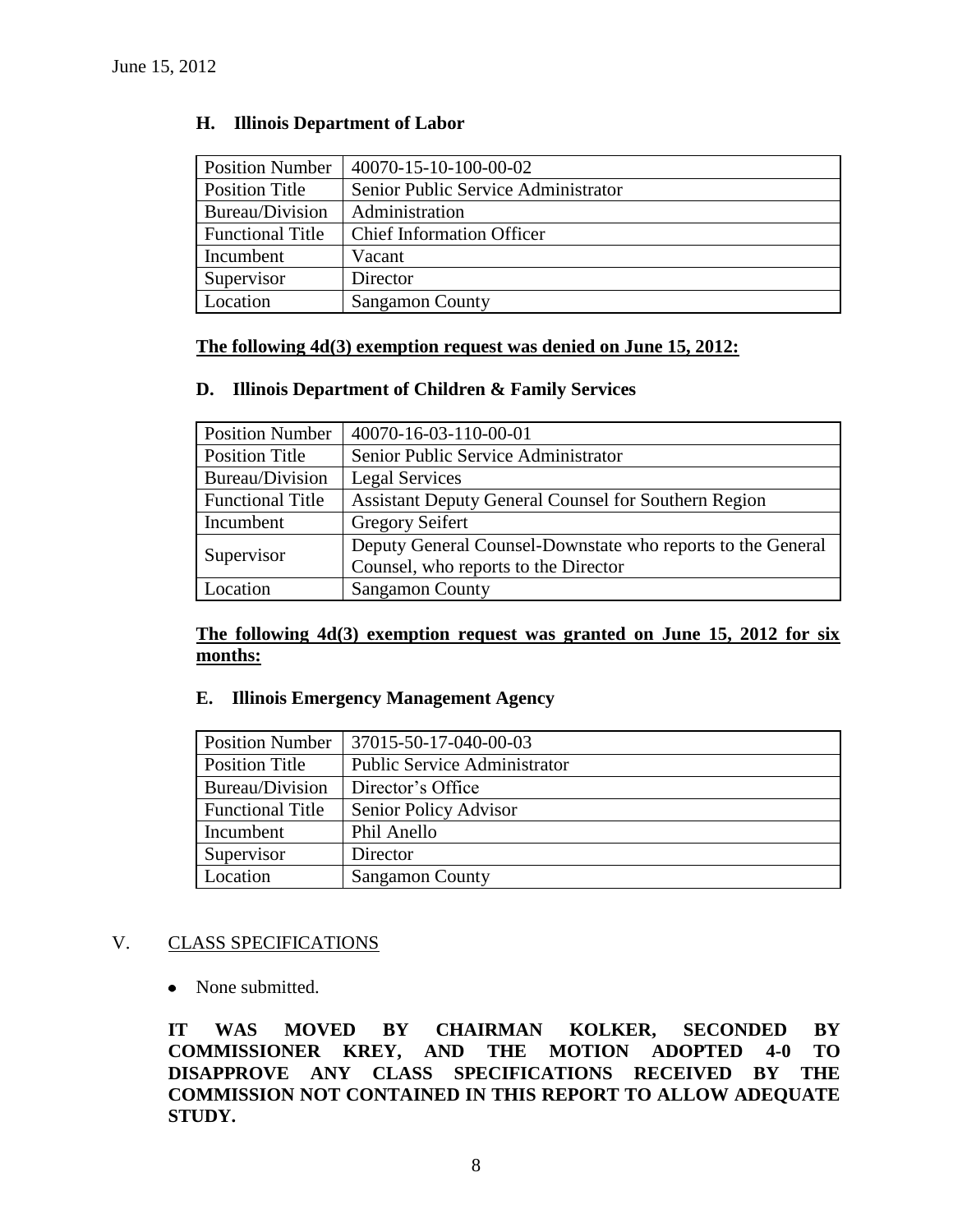June 15, 2012

### H. Illinois Department of Labor

| Position Number | 40070-15-10-100-00-02 |
|---|---|
| Position Title | Senior Public Service Administrator |
| Bureau/Division | Administration |
| Functional Title | Chief Information Officer |
| Incumbent | Vacant |
| Supervisor | Director |
| Location | Sangamon County |

**The following 4d(3) exemption request was denied on June 15, 2012:**

### D. Illinois Department of Children & Family Services

| Position Number | 40070-16-03-110-00-01 |
|---|---|
| Position Title | Senior Public Service Administrator |
| Bureau/Division | Legal Services |
| Functional Title | Assistant Deputy General Counsel for Southern Region |
| Incumbent | Gregory Seifert |
| Supervisor | Deputy General Counsel-Downstate who reports to the General Counsel, who reports to the Director |
| Location | Sangamon County |

**The following 4d(3) exemption request was granted on June 15, 2012 for six months:**

### E. Illinois Emergency Management Agency

| Position Number | 37015-50-17-040-00-03 |
|---|---|
| Position Title | Public Service Administrator |
| Bureau/Division | Director's Office |
| Functional Title | Senior Policy Advisor |
| Incumbent | Phil Anello |
| Supervisor | Director |
| Location | Sangamon County |

## V. CLASS SPECIFICATIONS

- None submitted.

**IT WAS MOVED BY CHAIRMAN KOLKER, SECONDED BY COMMISSIONER KREY, AND THE MOTION ADOPTED 4-0 TO DISAPPROVE ANY CLASS SPECIFICATIONS RECEIVED BY THE COMMISSION NOT CONTAINED IN THIS REPORT TO ALLOW ADEQUATE STUDY.**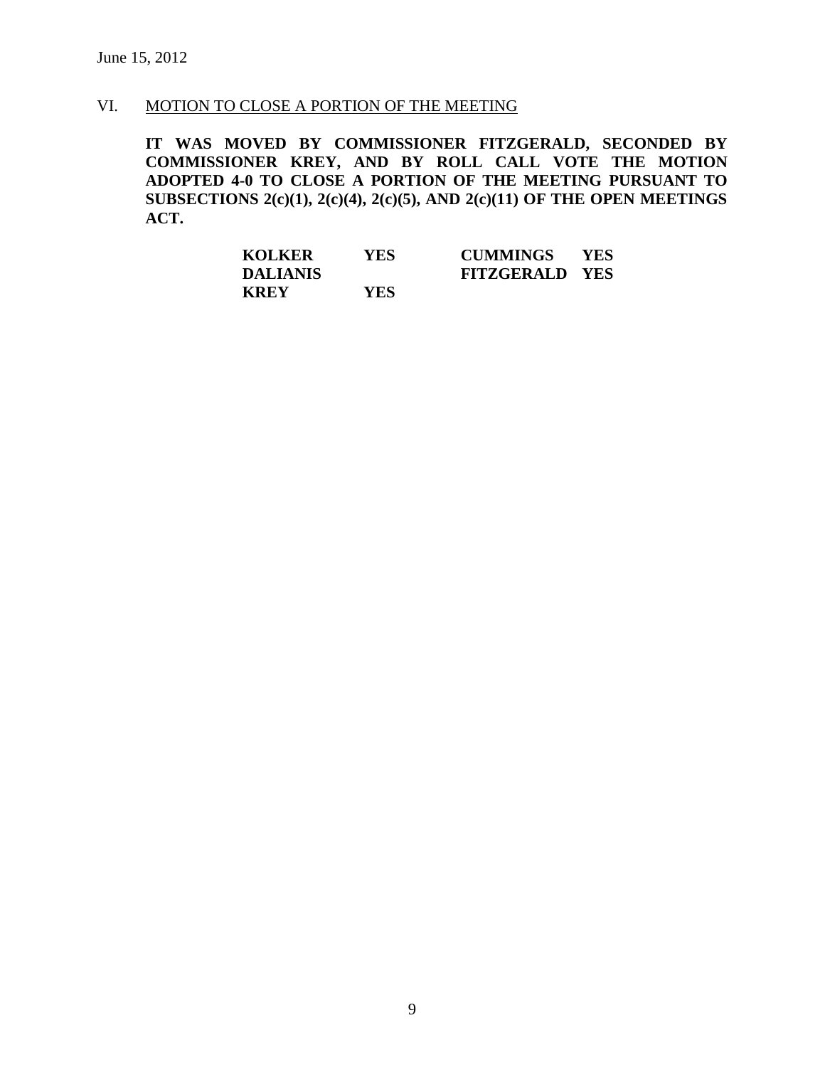June 15, 2012

## VI. MOTION TO CLOSE A PORTION OF THE MEETING

**IT WAS MOVED BY COMMISSIONER FITZGERALD, SECONDED BY COMMISSIONER KREY, AND BY ROLL CALL VOTE THE MOTION ADOPTED 4-0 TO CLOSE A PORTION OF THE MEETING PURSUANT TO SUBSECTIONS 2(c)(1), 2(c)(4), 2(c)(5), AND 2(c)(11) OF THE OPEN MEETINGS ACT.**

| | | | |
|---|---|---|---|
| **KOLKER** | **YES** | **CUMMINGS** | **YES** |
| **DALIANIS** | | **FITZGERALD** | **YES** |
| **KREY** | **YES** | | |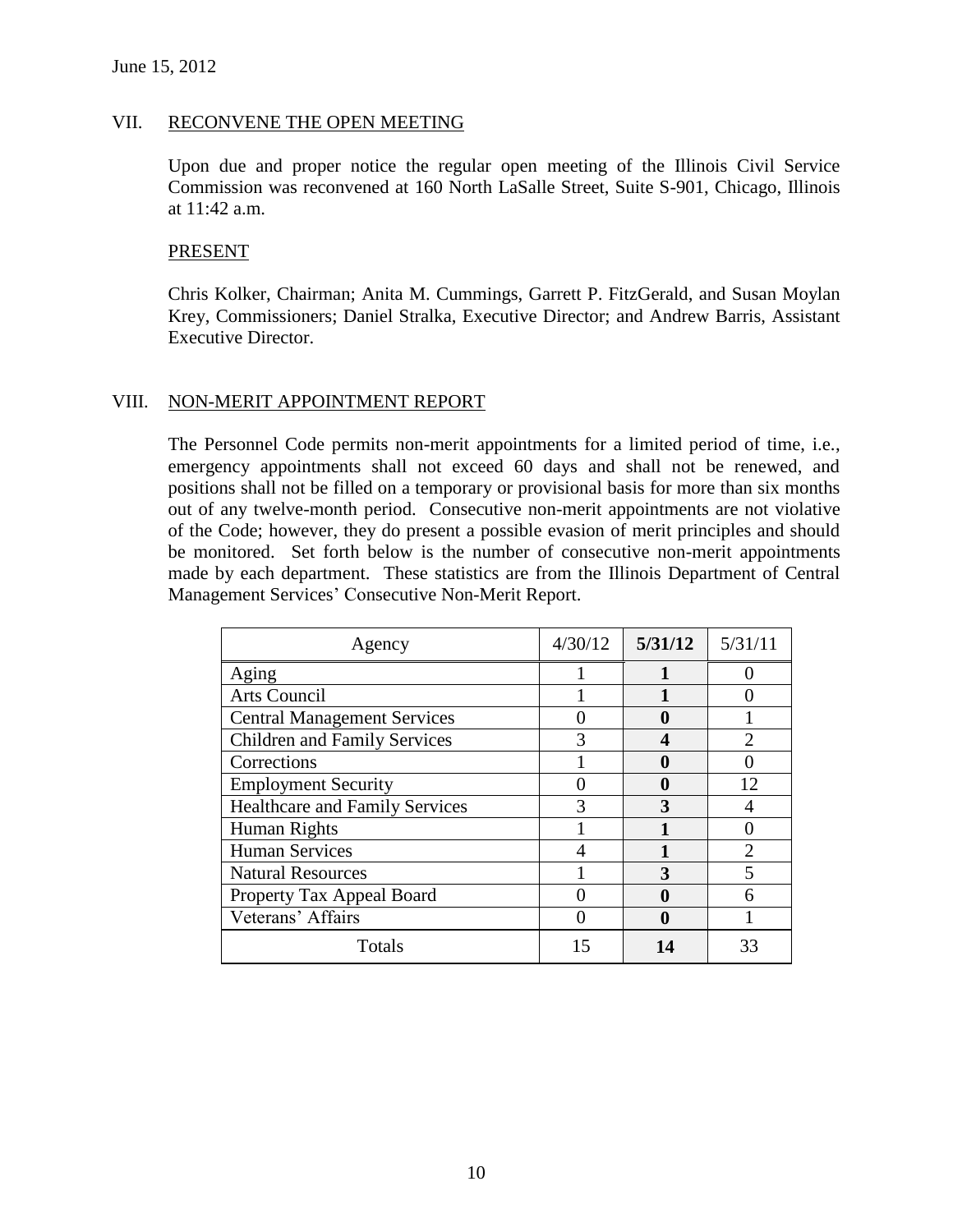June 15, 2012

## VII. RECONVENE THE OPEN MEETING

Upon due and proper notice the regular open meeting of the Illinois Civil Service Commission was reconvened at 160 North LaSalle Street, Suite S-901, Chicago, Illinois at 11:42 a.m.

### PRESENT

Chris Kolker, Chairman; Anita M. Cummings, Garrett P. FitzGerald, and Susan Moylan Krey, Commissioners; Daniel Stralka, Executive Director; and Andrew Barris, Assistant Executive Director.

## VIII. NON-MERIT APPOINTMENT REPORT

The Personnel Code permits non-merit appointments for a limited period of time, i.e., emergency appointments shall not exceed 60 days and shall not be renewed, and positions shall not be filled on a temporary or provisional basis for more than six months out of any twelve-month period. Consecutive non-merit appointments are not violative of the Code; however, they do present a possible evasion of merit principles and should be monitored. Set forth below is the number of consecutive non-merit appointments made by each department. These statistics are from the Illinois Department of Central Management Services' Consecutive Non-Merit Report.

| Agency | 4/30/12 | **5/31/12** | 5/31/11 |
|---|---|---|---|
| Aging | 1 | **1** | 0 |
| Arts Council | 1 | **1** | 0 |
| Central Management Services | 0 | **0** | 1 |
| Children and Family Services | 3 | **4** | 2 |
| Corrections | 1 | **0** | 0 |
| Employment Security | 0 | **0** | 12 |
| Healthcare and Family Services | 3 | **3** | 4 |
| Human Rights | 1 | **1** | 0 |
| Human Services | 4 | **1** | 2 |
| Natural Resources | 1 | **3** | 5 |
| Property Tax Appeal Board | 0 | **0** | 6 |
| Veterans' Affairs | 0 | **0** | 1 |
| Totals | 15 | **14** | 33 |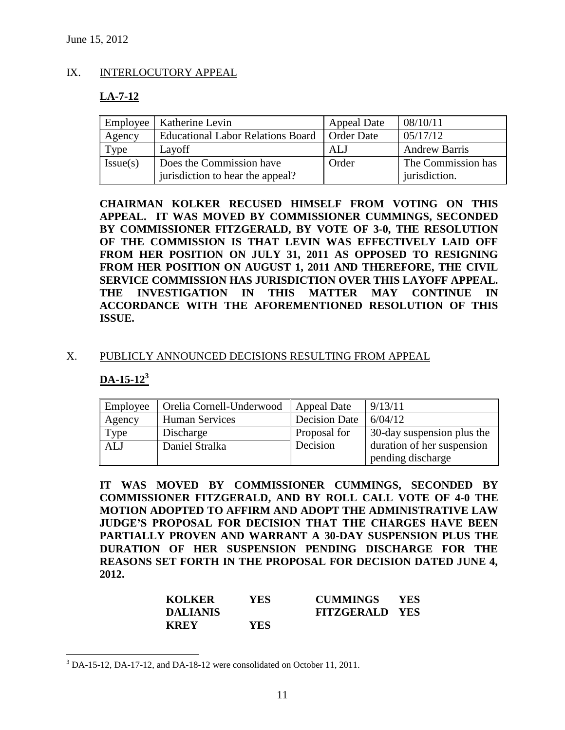June 15, 2012

## IX. INTERLOCUTORY APPEAL

### LA-7-12

| Employee | Katherine Levin | Appeal Date | 08/10/11 |
|---|---|---|---|
| Agency | Educational Labor Relations Board | Order Date | 05/17/12 |
| Type | Layoff | ALJ | Andrew Barris |
| Issue(s) | Does the Commission have jurisdiction to hear the appeal? | Order | The Commission has jurisdiction. |

**CHAIRMAN KOLKER RECUSED HIMSELF FROM VOTING ON THIS APPEAL. IT WAS MOVED BY COMMISSIONER CUMMINGS, SECONDED BY COMMISSIONER FITZGERALD, BY VOTE OF 3-0, THE RESOLUTION OF THE COMMISSION IS THAT LEVIN WAS EFFECTIVELY LAID OFF FROM HER POSITION ON JULY 31, 2011 AS OPPOSED TO RESIGNING FROM HER POSITION ON AUGUST 1, 2011 AND THEREFORE, THE CIVIL SERVICE COMMISSION HAS JURISDICTION OVER THIS LAYOFF APPEAL. THE INVESTIGATION IN THIS MATTER MAY CONTINUE IN ACCORDANCE WITH THE AFOREMENTIONED RESOLUTION OF THIS ISSUE.**

## X. PUBLICLY ANNOUNCED DECISIONS RESULTING FROM APPEAL

### DA-15-12[3]

| Employee | Orelia Cornell-Underwood | Appeal Date | 9/13/11 |
|---|---|---|---|
| Agency | Human Services | Decision Date | 6/04/12 |
| Type | Discharge | Proposal for Decision | 30-day suspension plus the duration of her suspension pending discharge |
| ALJ | Daniel Stralka | | |

**IT WAS MOVED BY COMMISSIONER CUMMINGS, SECONDED BY COMMISSIONER FITZGERALD, AND BY ROLL CALL VOTE OF 4-0 THE MOTION ADOPTED TO AFFIRM AND ADOPT THE ADMINISTRATIVE LAW JUDGE'S PROPOSAL FOR DECISION THAT THE CHARGES HAVE BEEN PARTIALLY PROVEN AND WARRANT A 30-DAY SUSPENSION PLUS THE DURATION OF HER SUSPENSION PENDING DISCHARGE FOR THE REASONS SET FORTH IN THE PROPOSAL FOR DECISION DATED JUNE 4, 2012.**

| | | | |
|---|---|---|---|
| **KOLKER** | **YES** | **CUMMINGS** | **YES** |
| **DALIANIS** | | **FITZGERALD** | **YES** |
| **KREY** | **YES** | | |

[3] DA-15-12, DA-17-12, and DA-18-12 were consolidated on October 11, 2011.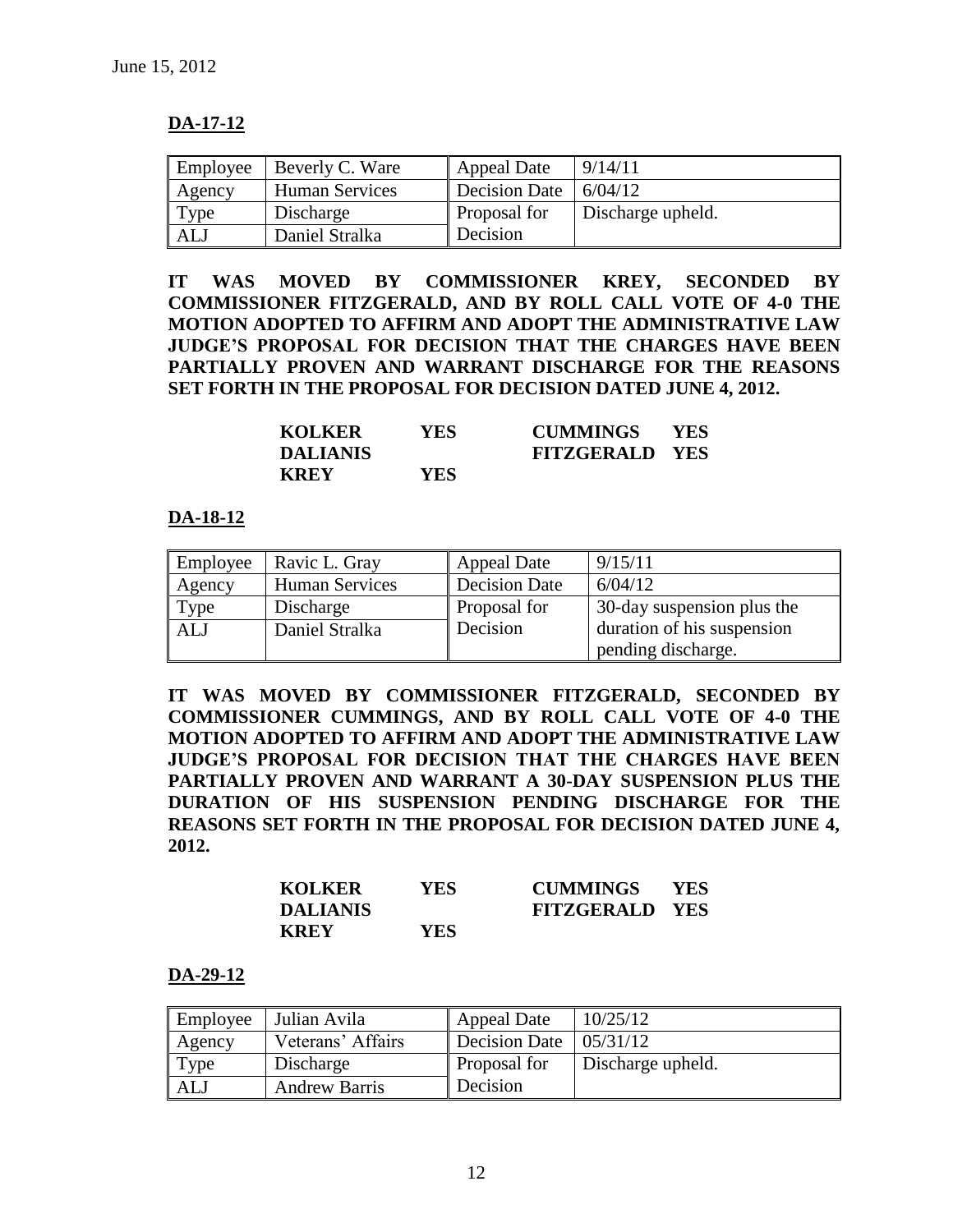June 15, 2012

**DA-17-12**

| Employee | Beverly C. Ware | Appeal Date | 9/14/11 |
|---|---|---|---|
| Agency | Human Services | Decision Date | 6/04/12 |
| Type | Discharge | Proposal for Decision | Discharge upheld. |
| ALJ | Daniel Stralka | | |

**IT WAS MOVED BY COMMISSIONER KREY, SECONDED BY COMMISSIONER FITZGERALD, AND BY ROLL CALL VOTE OF 4-0 THE MOTION ADOPTED TO AFFIRM AND ADOPT THE ADMINISTRATIVE LAW JUDGE'S PROPOSAL FOR DECISION THAT THE CHARGES HAVE BEEN PARTIALLY PROVEN AND WARRANT DISCHARGE FOR THE REASONS SET FORTH IN THE PROPOSAL FOR DECISION DATED JUNE 4, 2012.**

| | | | |
|---|---|---|---|
| **KOLKER** | **YES** | **CUMMINGS** | **YES** |
| **DALIANIS** | | **FITZGERALD** | **YES** |
| **KREY** | **YES** | | |

**DA-18-12**

| Employee | Ravic L. Gray | Appeal Date | 9/15/11 |
|---|---|---|---|
| Agency | Human Services | Decision Date | 6/04/12 |
| Type | Discharge | Proposal for Decision | 30-day suspension plus the duration of his suspension pending discharge. |
| ALJ | Daniel Stralka | | |

**IT WAS MOVED BY COMMISSIONER FITZGERALD, SECONDED BY COMMISSIONER CUMMINGS, AND BY ROLL CALL VOTE OF 4-0 THE MOTION ADOPTED TO AFFIRM AND ADOPT THE ADMINISTRATIVE LAW JUDGE'S PROPOSAL FOR DECISION THAT THE CHARGES HAVE BEEN PARTIALLY PROVEN AND WARRANT A 30-DAY SUSPENSION PLUS THE DURATION OF HIS SUSPENSION PENDING DISCHARGE FOR THE REASONS SET FORTH IN THE PROPOSAL FOR DECISION DATED JUNE 4, 2012.**

| | | | |
|---|---|---|---|
| **KOLKER** | **YES** | **CUMMINGS** | **YES** |
| **DALIANIS** | | **FITZGERALD** | **YES** |
| **KREY** | **YES** | | |

**DA-29-12**

| Employee | Julian Avila | Appeal Date | 10/25/12 |
|---|---|---|---|
| Agency | Veterans' Affairs | Decision Date | 05/31/12 |
| Type | Discharge | Proposal for Decision | Discharge upheld. |
| ALJ | Andrew Barris | | |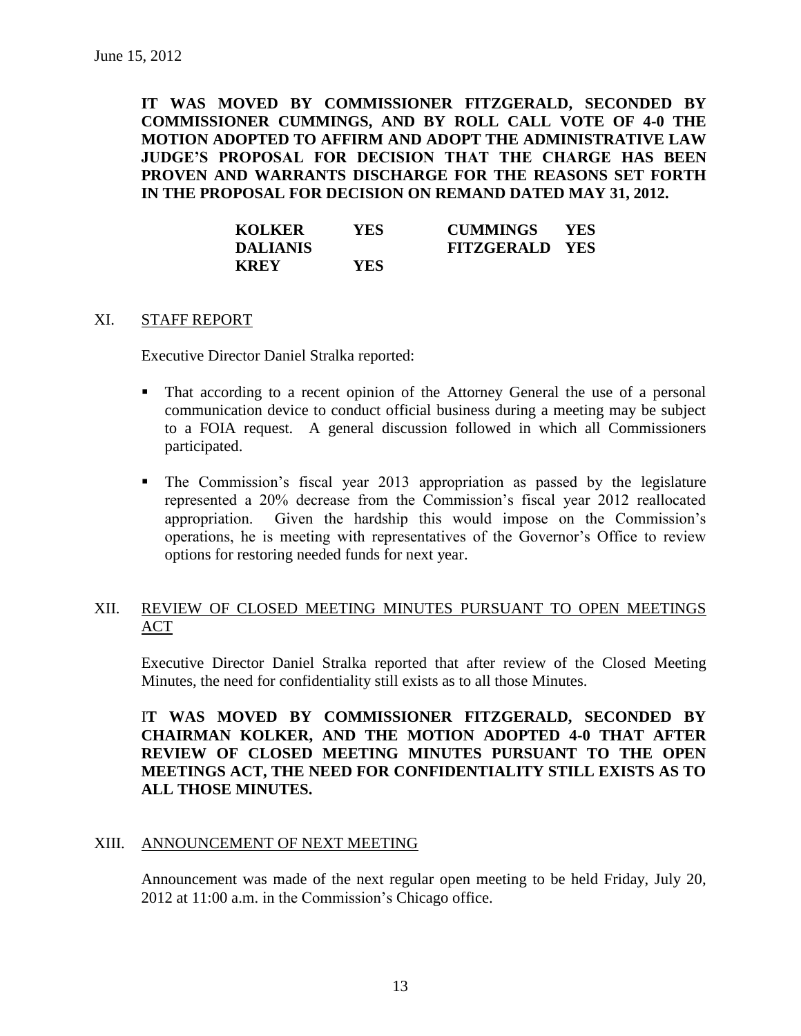June 15, 2012

**IT WAS MOVED BY COMMISSIONER FITZGERALD, SECONDED BY COMMISSIONER CUMMINGS, AND BY ROLL CALL VOTE OF 4-0 THE MOTION ADOPTED TO AFFIRM AND ADOPT THE ADMINISTRATIVE LAW JUDGE'S PROPOSAL FOR DECISION THAT THE CHARGE HAS BEEN PROVEN AND WARRANTS DISCHARGE FOR THE REASONS SET FORTH IN THE PROPOSAL FOR DECISION ON REMAND DATED MAY 31, 2012.**

| | | | |
|---|---|---|---|
| **KOLKER** | **YES** | **CUMMINGS** | **YES** |
| **DALIANIS** | | **FITZGERALD** | **YES** |
| **KREY** | **YES** | | |

## XI. STAFF REPORT

Executive Director Daniel Stralka reported:

- That according to a recent opinion of the Attorney General the use of a personal communication device to conduct official business during a meeting may be subject to a FOIA request. A general discussion followed in which all Commissioners participated.
- The Commission's fiscal year 2013 appropriation as passed by the legislature represented a 20% decrease from the Commission's fiscal year 2012 reallocated appropriation. Given the hardship this would impose on the Commission's operations, he is meeting with representatives of the Governor's Office to review options for restoring needed funds for next year.

## XII. REVIEW OF CLOSED MEETING MINUTES PURSUANT TO OPEN MEETINGS ACT

Executive Director Daniel Stralka reported that after review of the Closed Meeting Minutes, the need for confidentiality still exists as to all those Minutes.

**IT WAS MOVED BY COMMISSIONER FITZGERALD, SECONDED BY CHAIRMAN KOLKER, AND THE MOTION ADOPTED 4-0 THAT AFTER REVIEW OF CLOSED MEETING MINUTES PURSUANT TO THE OPEN MEETINGS ACT, THE NEED FOR CONFIDENTIALITY STILL EXISTS AS TO ALL THOSE MINUTES.**

## XIII. ANNOUNCEMENT OF NEXT MEETING

Announcement was made of the next regular open meeting to be held Friday, July 20, 2012 at 11:00 a.m. in the Commission's Chicago office.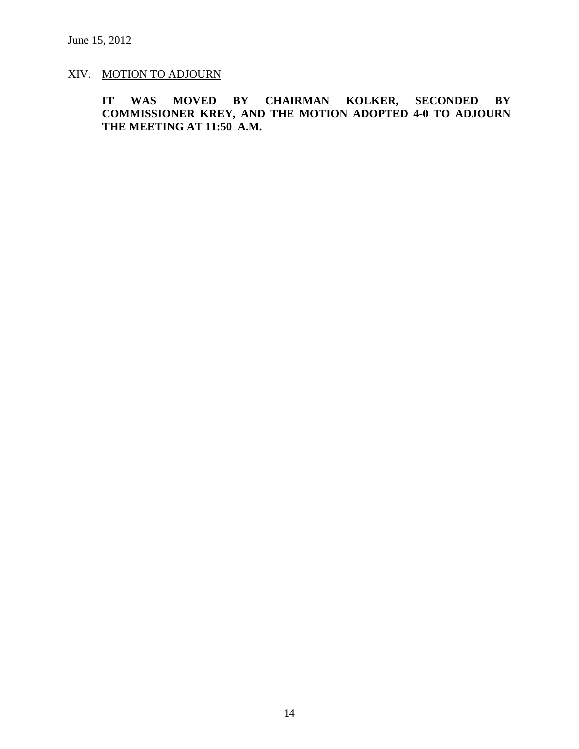## XIV. MOTION TO ADJOURN

**IT WAS MOVED BY CHAIRMAN KOLKER, SECONDED BY COMMISSIONER KREY, AND THE MOTION ADOPTED 4-0 TO ADJOURN THE MEETING AT 11:50 A.M.**